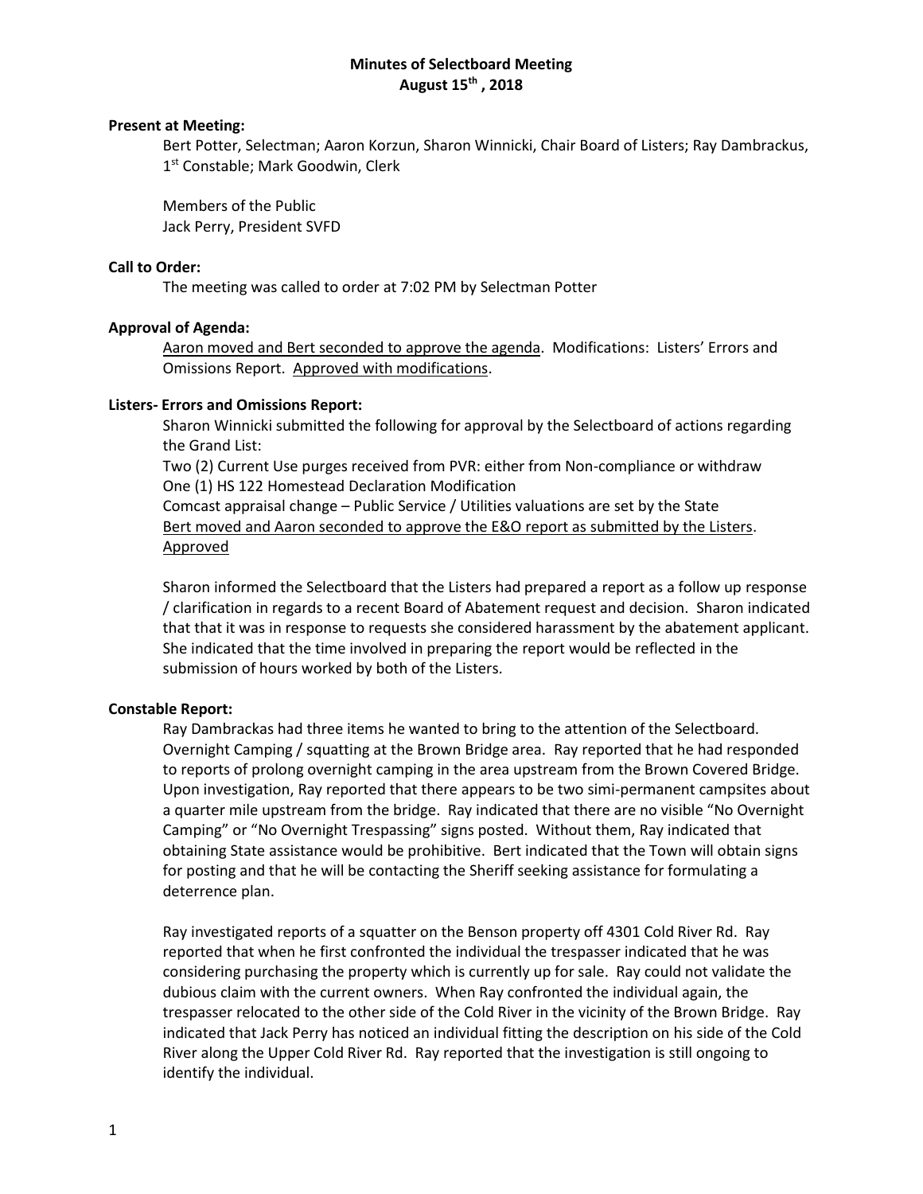# Minutes of Selectboard Meeting
## August 15th , 2018

**Present at Meeting:**

Bert Potter, Selectman; Aaron Korzun, Sharon Winnicki, Chair Board of Listers; Ray Dambrackus, 1st Constable; Mark Goodwin, Clerk

Members of the Public
Jack Perry, President SVFD

**Call to Order:**

The meeting was called to order at 7:02 PM by Selectman Potter

**Approval of Agenda:**

Aaron moved and Bert seconded to approve the agenda. Modifications: Listers' Errors and Omissions Report. Approved with modifications.

**Listers- Errors and Omissions Report:**

Sharon Winnicki submitted the following for approval by the Selectboard of actions regarding the Grand List:
Two (2) Current Use purges received from PVR: either from Non-compliance or withdraw
One (1) HS 122 Homestead Declaration Modification
Comcast appraisal change – Public Service / Utilities valuations are set by the State
Bert moved and Aaron seconded to approve the E&O report as submitted by the Listers. Approved

Sharon informed the Selectboard that the Listers had prepared a report as a follow up response / clarification in regards to a recent Board of Abatement request and decision. Sharon indicated that that it was in response to requests she considered harassment by the abatement applicant. She indicated that the time involved in preparing the report would be reflected in the submission of hours worked by both of the Listers.

**Constable Report:**

Ray Dambrackas had three items he wanted to bring to the attention of the Selectboard. Overnight Camping / squatting at the Brown Bridge area. Ray reported that he had responded to reports of prolong overnight camping in the area upstream from the Brown Covered Bridge. Upon investigation, Ray reported that there appears to be two simi-permanent campsites about a quarter mile upstream from the bridge. Ray indicated that there are no visible "No Overnight Camping" or "No Overnight Trespassing" signs posted. Without them, Ray indicated that obtaining State assistance would be prohibitive. Bert indicated that the Town will obtain signs for posting and that he will be contacting the Sheriff seeking assistance for formulating a deterrence plan.

Ray investigated reports of a squatter on the Benson property off 4301 Cold River Rd. Ray reported that when he first confronted the individual the trespasser indicated that he was considering purchasing the property which is currently up for sale. Ray could not validate the dubious claim with the current owners. When Ray confronted the individual again, the trespasser relocated to the other side of the Cold River in the vicinity of the Brown Bridge. Ray indicated that Jack Perry has noticed an individual fitting the description on his side of the Cold River along the Upper Cold River Rd. Ray reported that the investigation is still ongoing to identify the individual.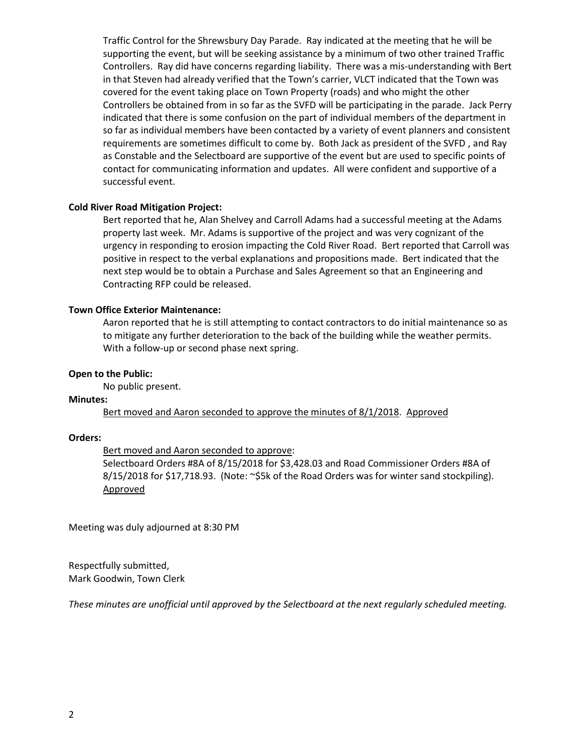Traffic Control for the Shrewsbury Day Parade. Ray indicated at the meeting that he will be supporting the event, but will be seeking assistance by a minimum of two other trained Traffic Controllers. Ray did have concerns regarding liability. There was a mis-understanding with Bert in that Steven had already verified that the Town's carrier, VLCT indicated that the Town was covered for the event taking place on Town Property (roads) and who might the other Controllers be obtained from in so far as the SVFD will be participating in the parade. Jack Perry indicated that there is some confusion on the part of individual members of the department in so far as individual members have been contacted by a variety of event planners and consistent requirements are sometimes difficult to come by. Both Jack as president of the SVFD , and Ray as Constable and the Selectboard are supportive of the event but are used to specific points of contact for communicating information and updates. All were confident and supportive of a successful event.

**Cold River Road Mitigation Project:**

Bert reported that he, Alan Shelvey and Carroll Adams had a successful meeting at the Adams property last week. Mr. Adams is supportive of the project and was very cognizant of the urgency in responding to erosion impacting the Cold River Road. Bert reported that Carroll was positive in respect to the verbal explanations and propositions made. Bert indicated that the next step would be to obtain a Purchase and Sales Agreement so that an Engineering and Contracting RFP could be released.

**Town Office Exterior Maintenance:**

Aaron reported that he is still attempting to contact contractors to do initial maintenance so as to mitigate any further deterioration to the back of the building while the weather permits. With a follow-up or second phase next spring.

**Open to the Public:**

No public present.

**Minutes:**

Bert moved and Aaron seconded to approve the minutes of 8/1/2018. Approved

**Orders:**

Bert moved and Aaron seconded to approve:
Selectboard Orders #8A of 8/15/2018 for $3,428.03 and Road Commissioner Orders #8A of 8/15/2018 for $17,718.93. (Note: ~$5k of the Road Orders was for winter sand stockpiling). Approved

Meeting was duly adjourned at 8:30 PM

Respectfully submitted,
Mark Goodwin, Town Clerk

*These minutes are unofficial until approved by the Selectboard at the next regularly scheduled meeting.*